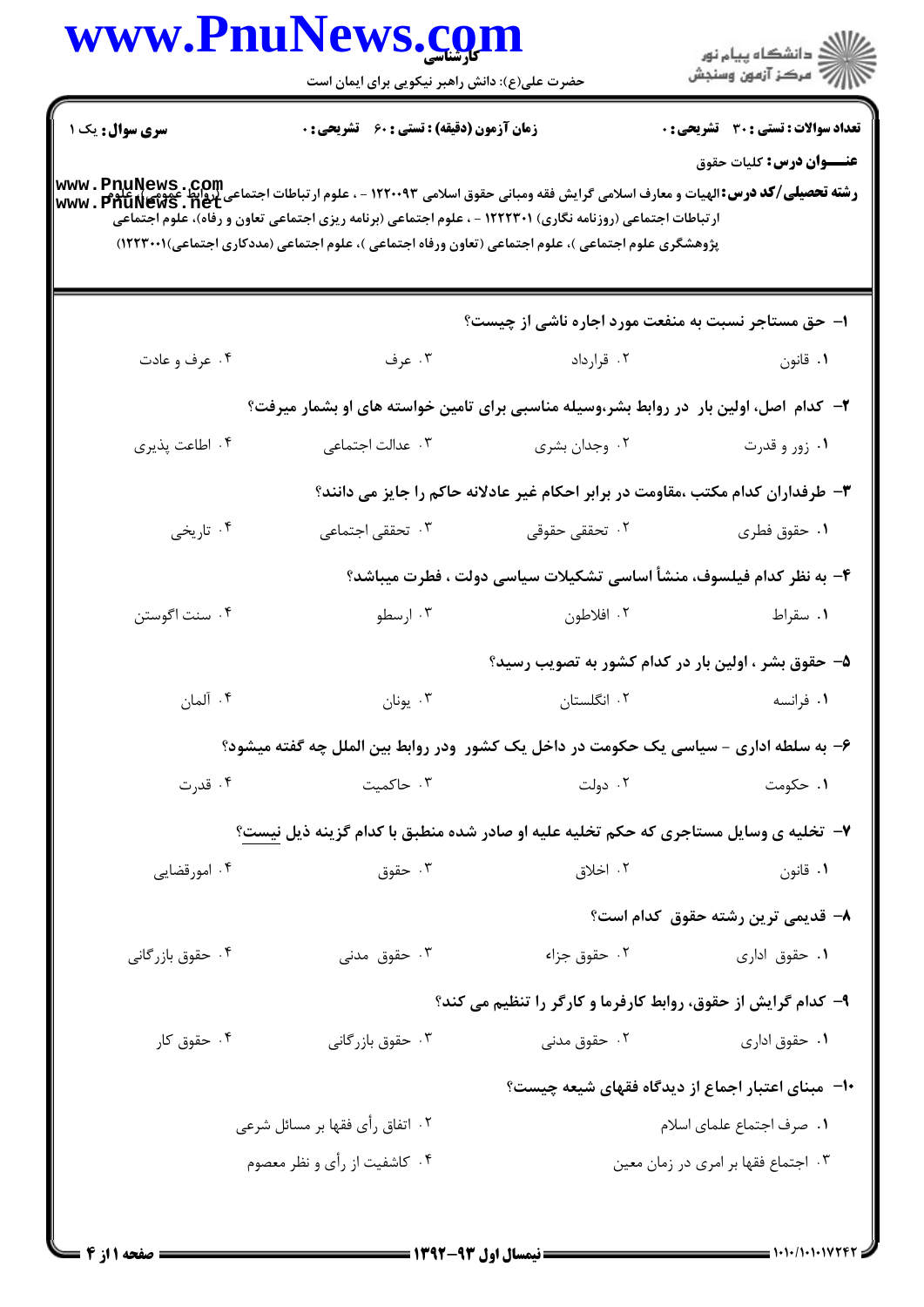**سری سوال:** یک ۱

**زمان آزمون (دقیقه) : تستی : ۶۰ تشریحی : ۰**

**تعداد سوالات : تستی : ۳۰ تشریحی : ۰**

**عنـــوان درس:** کلیات حقوق

**رشته تحصیلی/کد درس:** الهیات و معارف اسلامی گرایش فقه ومبانی حقوق اسلامی ۱۲۲۰۰۹۳ - ، علوم ارتباطات اجتماعی (روابط عمومی )، علوم ارتباطات اجتماعی (روزنامه نگاری) ۱۲۲۲۳۰۱ - ، علوم اجتماعی (برنامه ریزی اجتماعی تعاون و رفاه)، علوم اجتماعی پژوهشگری علوم اجتماعی )، علوم اجتماعی (تعاون ورفاه اجتماعی )، علوم اجتماعی (مددکاری اجتماعی)۱۲۲۳۰۰۱)

**۱- حق مستاجر نسبت به منفعت مورد اجاره ناشی از چیست؟**

۱. قانون
۲. قرارداد
۳. عرف
۴. عرف و عادت

**۲- کدام اصل، اولین بار در روابط بشر،وسیله مناسبی برای تامین خواسته های او بشمار میرفت؟**

۱. زور و قدرت
۲. وجدان بشری
۳. عدالت اجتماعی
۴. اطاعت پذیری

**۳- طرفداران کدام مکتب ،مقاومت در برابر احکام غیر عادلانه حاکم را جایز می دانند؟**

۱. حقوق فطری
۲. تحققی حقوقی
۳. تحققی اجتماعی
۴. تاریخی

**۴- به نظر کدام فیلسوف، منشأ اساسی تشکیلات سیاسی دولت ، فطرت میباشد؟**

۱. سقراط
۲. افلاطون
۳. ارسطو
۴. سنت اگوستن

**۵- حقوق بشر ، اولین بار در کدام کشور به تصویب رسید؟**

۱. فرانسه
۲. انگلستان
۳. یونان
۴. آلمان

**۶- به سلطه اداری - سیاسی یک حکومت در داخل یک کشور ودر روابط بین الملل چه گفته میشود؟**

۱. حکومت
۲. دولت
۳. حاکمیت
۴. قدرت

**۷- تخلیه ی وسایل مستاجری که حکم تخلیه علیه او صادر شده منطبق با کدام گزینه ذیل نیست؟**

۱. قانون
۲. اخلاق
۳. حقوق
۴. امورقضایی

**۸- قدیمی ترین رشته حقوق کدام است؟**

۱. حقوق اداری
۲. حقوق جزاء
۳. حقوق مدنی
۴. حقوق بازرگانی

**۹- کدام گرایش از حقوق، روابط کارفرما و کارگر را تنظیم می کند؟**

۱. حقوق اداری
۲. حقوق مدنی
۳. حقوق بازرگانی
۴. حقوق کار

**۱۰- مبنای اعتبار اجماع از دیدگاه فقهای شیعه چیست؟**

۱. صرف اجتماع علمای اسلام
۲. اتفاق رأی فقها بر مسائل شرعی
۳. اجتماع فقها بر امری در زمان معین
۴. کاشفیت از رأی و نظر معصوم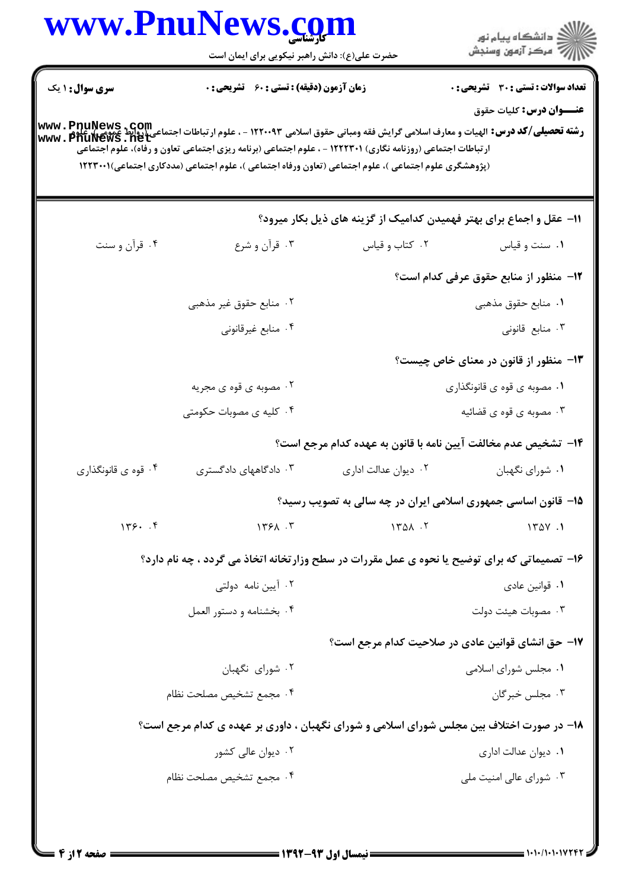**سری سوال:** ۱ یک

**زمان آزمون (دقیقه) : تستی : ۶۰ تشریحی : ۰**

**تعداد سوالات : تستی : ۳۰ تشریحی : ۰**

**عنـــوان درس:** کلیات حقوق

**رشته تحصیلی/کد درس:** الهیات و معارف اسلامی گرایش فقه ومبانی حقوق اسلامی ۱۲۲۰۰۹۳ - ، علوم ارتباطات اجتماعی (روابط عمومی )، علوم ارتباطات اجتماعی (روزنامه نگاری) ۱۲۲۲۳۰۱ - ، علوم اجتماعی (برنامه ریزی اجتماعی تعاون و رفاه)، علوم اجتماعی (پژوهشگری علوم اجتماعی )، علوم اجتماعی (تعاون ورفاه اجتماعی )، علوم اجتماعی (مددکاری اجتماعی)۱۲۲۳۰۰۱

**۱۱- عقل و اجماع برای بهتر فهمیدن کدامیک از گزینه های ذیل بکار میرود؟**

۱. سنت و قیاس
۲. کتاب و قیاس
۳. قرآن و شرع
۴. قرآن و سنت

**۱۲- منظور از منابع حقوق عرفی کدام است؟**

۱. منابع حقوق مذهبی
۲. منابع حقوق غیر مذهبی
۳. منابع قانونی
۴. منابع غیرقانونی

**۱۳- منظور از قانون در معنای خاص چیست؟**

۱. مصوبه ی قوه ی قانونگذاری
۲. مصوبه ی قوه ی مجریه
۳. مصوبه ی قوه ی قضائیه
۴. کلیه ی مصوبات حکومتی

**۱۴- تشخیص عدم مخالفت آیین نامه با قانون به عهده کدام مرجع است؟**

۱. شورای نگهبان
۲. دیوان عدالت اداری
۳. دادگاههای دادگستری
۴. قوه ی قانونگذاری

**۱۵- قانون اساسی جمهوری اسلامی ایران در چه سالی به تصویب رسید؟**

۱. ۱۳۵۷
۲. ۱۳۵۸
۳. ۱۳۶۸
۴. ۱۳۶۰

**۱۶- تصمیماتی که برای توضیح یا نحوه ی عمل مقررات در سطح وزارتخانه اتخاذ می گردد ، چه نام دارد؟**

۱. قوانین عادی
۲. آیین نامه دولتی
۳. مصوبات هیئت دولت
۴. بخشنامه و دستور العمل

**۱۷- حق انشای قوانین عادی در صلاحیت کدام مرجع است؟**

۱. مجلس شورای اسلامی
۲. شورای نگهبان
۳. مجلس خبرگان
۴. مجمع تشخیص مصلحت نظام

**۱۸- در صورت اختلاف بین مجلس شورای اسلامی و شورای نگهبان ، داوری بر عهده ی کدام مرجع است؟**

۱. دیوان عدالت اداری
۲. دیوان عالی کشور
۳. شورای عالی امنیت ملی
۴. مجمع تشخیص مصلحت نظام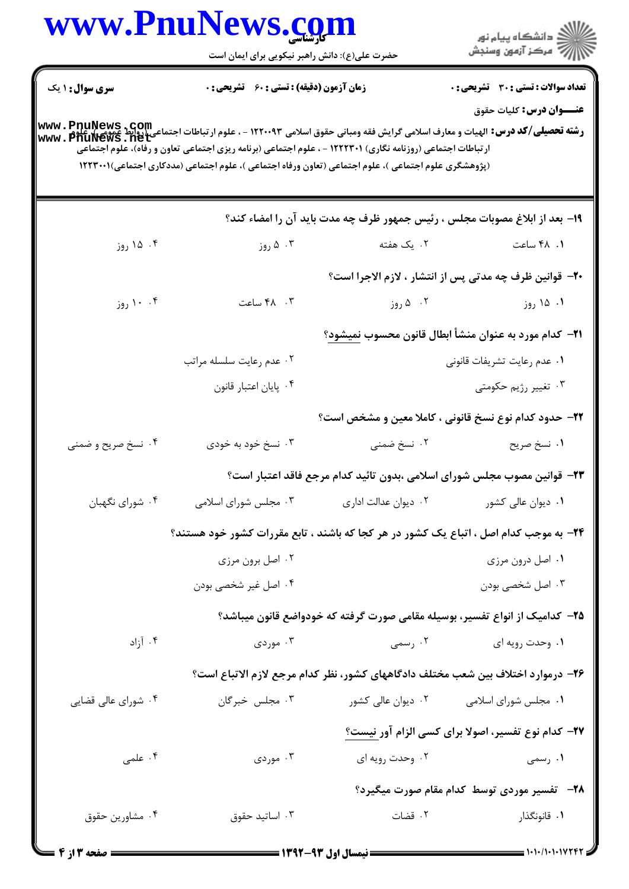**سری سوال:** ۱ یک | **زمان آزمون (دقیقه) : تستی :** ۶۰ **تشریحی :** ۰ | **تعداد سوالات : تستی :** ۳۰ **تشریحی :** ۰

**عنـــوان درس:** کلیات حقوق

**رشته تحصیلی/کد درس:** الهیات و معارف اسلامی گرایش فقه ومبانی حقوق اسلامی ۱۲۲۰۰۹۳ - ، علوم ارتباطات اجتماعی (روابط عمومی)، علوم ارتباطات اجتماعی (روزنامه نگاری) ۱۲۲۲۳۰۱ - ، علوم اجتماعی (برنامه ریزی اجتماعی تعاون و رفاه)، علوم اجتماعی (پژوهشگری علوم اجتماعی )، علوم اجتماعی (تعاون ورفاه اجتماعی )، علوم اجتماعی (مددکاری اجتماعی)۱۲۲۳۰۰۱

۱۹- بعد از ابلاغ مصوبات مجلس ، رئیس جمهور ظرف چه مدت باید آن را امضاء کند؟

۱. ۴۸ ساعت
۲. یک هفته
۳. ۵ روز
۴. ۱۵ روز

۲۰- قوانین ظرف چه مدتی پس از انتشار ، لازم الاجرا است؟

۱. ۱۵ روز
۲. ۵ روز
۳. ۴۸ ساعت
۴. ۱۰ روز

۲۱- کدام مورد به عنوان منشأ ابطال قانون محسوب نمیشود؟

۱. عدم رعایت تشریفات قانونی
۲. عدم رعایت سلسله مراتب
۳. تغییر رژیم حکومتی
۴. پایان اعتبار قانون

۲۲- حدود کدام نوع نسخ قانونی ، کاملا معین و مشخص است؟

۱. نسخ صریح
۲. نسخ ضمنی
۳. نسخ خود به خودی
۴. نسخ صریح و ضمنی

۲۳- قوانین مصوب مجلس شورای اسلامی ،بدون تائید کدام مرجع فاقد اعتبار است؟

۱. دیوان عالی کشور
۲. دیوان عدالت اداری
۳. مجلس شورای اسلامی
۴. شورای نگهبان

۲۴- به موجب کدام اصل ، اتباع یک کشور در هر کجا که باشند ، تابع مقررات کشور خود هستند؟

۱. اصل درون مرزی
۲. اصل برون مرزی
۳. اصل شخصی بودن
۴. اصل غیر شخصی بودن

۲۵- کدامیک از انواع تفسیر، بوسیله مقامی صورت گرفته که خودواضع قانون میباشد؟

۱. وحدت رویه ای
۲. رسمی
۳. موردی
۴. آزاد

۲۶- درموارد اختلاف بین شعب مختلف دادگاههای کشور، نظر کدام مرجع لازم الاتباع است؟

۱. مجلس شورای اسلامی
۲. دیوان عالی کشور
۳. مجلس خبرگان
۴. شورای عالی قضایی

۲۷- کدام نوع تفسیر، اصولا برای کسی الزام آور نیست؟

۱. رسمی
۲. وحدت رویه ای
۳. موردی
۴. علمی

۲۸- تفسیر موردی توسط کدام مقام صورت میگیرد؟

۱. قانونگذار
۲. قضات
۳. اساتید حقوق
۴. مشاورین حقوق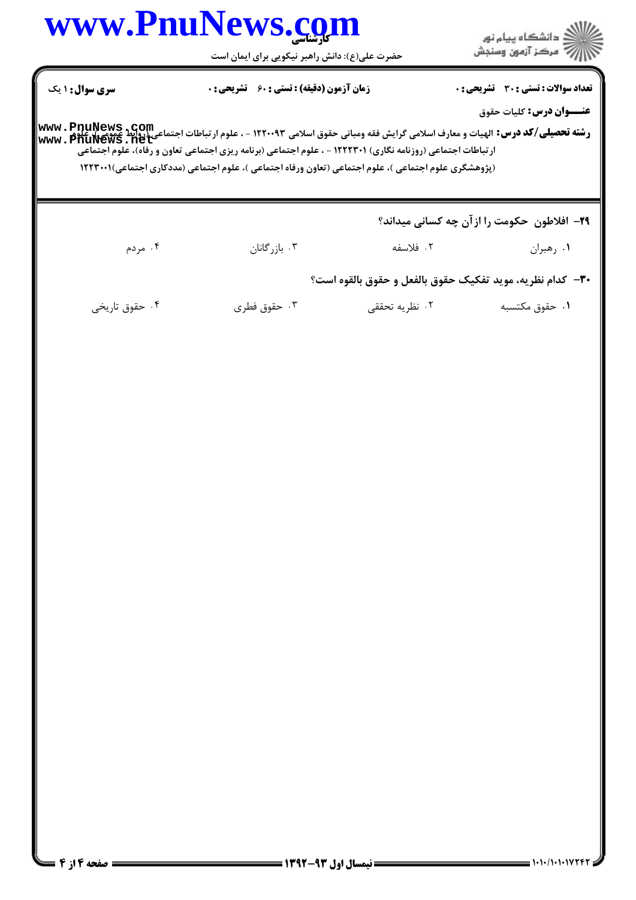**تعداد سوالات : تستی : ۳۰ تشریحی : ۰** | **زمان آزمون (دقیقه) : تستی : ۶۰ تشریحی : ۰** | **سری سوال : ۱ یک**

**عنـــوان درس :** کلیات حقوق

**رشته تحصیلی/کد درس :** الهیات و معارف اسلامی گرایش فقه ومبانی حقوق اسلامی ۱۲۲۰۰۹۳ - ، علوم ارتباطات اجتماعی (روابط عمومی)، علوم ارتباطات اجتماعی (روزنامه نگاری) ۱۲۲۲۳۰۱ - ، علوم اجتماعی (برنامه ریزی اجتماعی تعاون و رفاه)، علوم اجتماعی (پژوهشگری علوم اجتماعی )، علوم اجتماعی (تعاون ورفاه اجتماعی )، علوم اجتماعی (مددکاری اجتماعی)۱۲۲۳۰۰۱

**۲۹- افلاطون حکومت را از آن چه کسانی میداند؟**

۱. رهبران
۲. فلاسفه
۳. بازرگانان
۴. مردم

**۳۰- کدام نظریه، موید تفکیک حقوق بالفعل و حقوق بالقوه است؟**

۱. حقوق مکتسبه
۲. نظریه تحققی
۳. حقوق فطری
۴. حقوق تاریخی